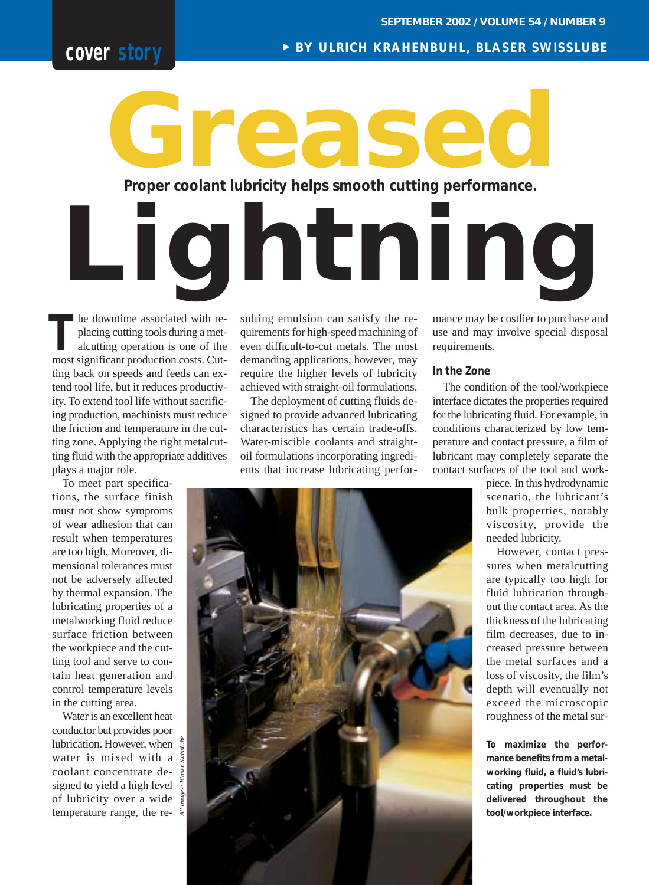# Greased Lightning

**Proper coolant lubricity helps smooth cutting performance.**

BY ULRICH KRAHENBUHL, BLASER SWISSLUBE

The downtime associated with replacing cutting tools during a metalcutting operation is one of the most significant production costs. Cutting back on speeds and feeds can extend tool life, but it reduces productivity. To extend tool life without sacrificing production, machinists must reduce the friction and temperature in the cutting zone. Applying the right metalcutting fluid with the appropriate additives plays a major role.

To meet part specifications, the surface finish must not show symptoms of wear adhesion that can result when temperatures are too high. Moreover, dimensional tolerances must not be adversely affected by thermal expansion. The lubricating properties of a metalworking fluid reduce surface friction between the workpiece and the cutting tool and serve to contain heat generation and control temperature levels in the cutting area.

Water is an excellent heat conductor but provides poor lubrication. However, when water is mixed with a coolant concentrate designed to yield a high level of lubricity over a wide temperature range, the resulting emulsion can satisfy the requirements for high-speed machining of even difficult-to-cut metals. The most demanding applications, however, may require the higher levels of lubricity achieved with straight-oil formulations.

The deployment of cutting fluids designed to provide advanced lubricating characteristics has certain trade-offs. Water-miscible coolants and straight-oil formulations incorporating ingredients that increase lubricating performance may be costlier to purchase and use and may involve special disposal requirements.

## In the Zone

The condition of the tool/workpiece interface dictates the properties required for the lubricating fluid. For example, in conditions characterized by low temperature and contact pressure, a film of lubricant may completely separate the contact surfaces of the tool and workpiece. In this hydrodynamic scenario, the lubricant's bulk properties, notably viscosity, provide the needed lubricity.

However, contact pressures when metalcutting are typically too high for fluid lubrication throughout the contact area. As the thickness of the lubricating film decreases, due to increased pressure between the metal surfaces and a loss of viscosity, the film's depth will eventually not exceed the microscopic roughness of the metal sur-

*All images: Blaser Swisslube*

**To maximize the performance benefits from a metalworking fluid, a fluid's lubricating properties must be delivered throughout the tool/workpiece interface.**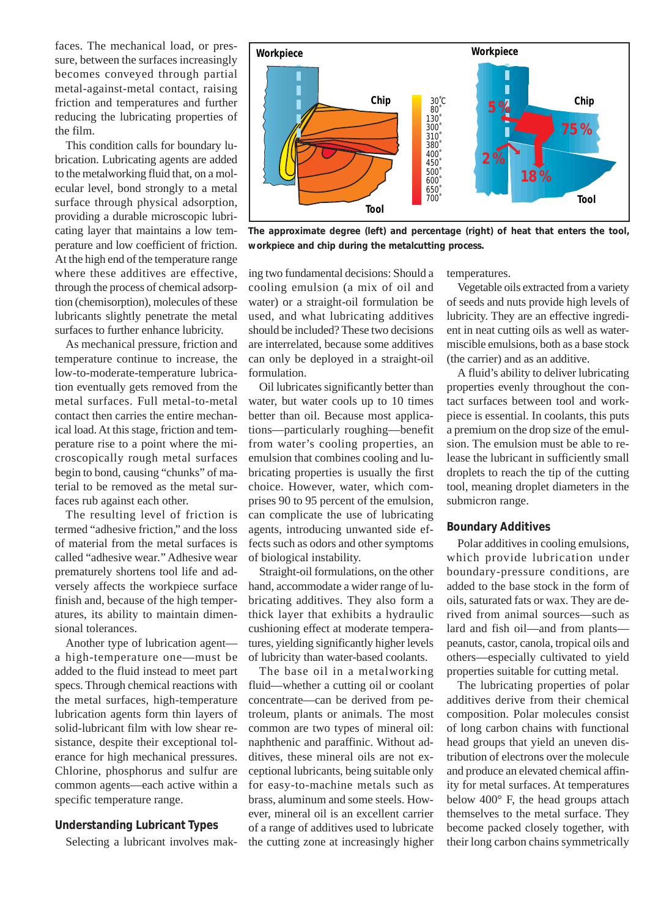faces. The mechanical load, or pressure, between the surfaces increasingly becomes conveyed through partial metal-against-metal contact, raising friction and temperatures and further reducing the lubricating properties of the film.

This condition calls for boundary lubrication. Lubricating agents are added to the metalworking fluid that, on a molecular level, bond strongly to a metal surface through physical adsorption, providing a durable microscopic lubricating layer that maintains a low temperature and low coefficient of friction. At the high end of the temperature range where these additives are effective, through the process of chemical adsorption (chemisorption), molecules of these lubricants slightly penetrate the metal surfaces to further enhance lubricity.

As mechanical pressure, friction and temperature continue to increase, the low-to-moderate-temperature lubrication eventually gets removed from the metal surfaces. Full metal-to-metal contact then carries the entire mechanical load. At this stage, friction and temperature rise to a point where the microscopically rough metal surfaces begin to bond, causing "chunks" of material to be removed as the metal surfaces rub against each other.

The resulting level of friction is termed "adhesive friction," and the loss of material from the metal surfaces is called "adhesive wear." Adhesive wear prematurely shortens tool life and adversely affects the workpiece surface finish and, because of the high temperatures, its ability to maintain dimensional tolerances.

Another type of lubrication agent—a high-temperature one—must be added to the fluid instead to meet part specs. Through chemical reactions with the metal surfaces, high-temperature lubrication agents form thin layers of solid-lubricant film with low shear resistance, despite their exceptional tolerance for high mechanical pressures. Chlorine, phosphorus and sulfur are common agents—each active within a specific temperature range.

Workpiece | Chip | Tool | 30°C 80° 130° 300° 310° 380° 400° 450° 500° 600° 650° 700° | Workpiece | Chip | Tool | 5% | 75% | 2% | 18%

**The approximate degree (left) and percentage (right) of heat that enters the tool, workpiece and chip during the metalcutting process.**

## Understanding Lubricant Types

Selecting a lubricant involves making two fundamental decisions: Should a cooling emulsion (a mix of oil and water) or a straight-oil formulation be used, and what lubricating additives should be included? These two decisions are interrelated, because some additives can only be deployed in a straight-oil formulation.

Oil lubricates significantly better than water, but water cools up to 10 times better than oil. Because most applications—particularly roughing—benefit from water's cooling properties, an emulsion that combines cooling and lubricating properties is usually the first choice. However, water, which comprises 90 to 95 percent of the emulsion, can complicate the use of lubricating agents, introducing unwanted side effects such as odors and other symptoms of biological instability.

Straight-oil formulations, on the other hand, accommodate a wider range of lubricating additives. They also form a thick layer that exhibits a hydraulic cushioning effect at moderate temperatures, yielding significantly higher levels of lubricity than water-based coolants.

The base oil in a metalworking fluid—whether a cutting oil or coolant concentrate—can be derived from petroleum, plants or animals. The most common are two types of mineral oil: naphthenic and paraffinic. Without additives, these mineral oils are not exceptional lubricants, being suitable only for easy-to-machine metals such as brass, aluminum and some steels. However, mineral oil is an excellent carrier of a range of additives used to lubricate the cutting zone at increasingly higher temperatures.

Vegetable oils extracted from a variety of seeds and nuts provide high levels of lubricity. They are an effective ingredient in neat cutting oils as well as water-miscible emulsions, both as a base stock (the carrier) and as an additive.

A fluid's ability to deliver lubricating properties evenly throughout the contact surfaces between tool and workpiece is essential. In coolants, this puts a premium on the drop size of the emulsion. The emulsion must be able to release the lubricant in sufficiently small droplets to reach the tip of the cutting tool, meaning droplet diameters in the submicron range.

## Boundary Additives

Polar additives in cooling emulsions, which provide lubrication under boundary-pressure conditions, are added to the base stock in the form of oils, saturated fats or wax. They are derived from animal sources—such as lard and fish oil—and from plants—peanuts, castor, canola, tropical oils and others—especially cultivated to yield properties suitable for cutting metal.

The lubricating properties of polar additives derive from their chemical composition. Polar molecules consist of long carbon chains with functional head groups that yield an uneven distribution of electrons over the molecule and produce an elevated chemical affinity for metal surfaces. At temperatures below 400° F, the head groups attach themselves to the metal surface. They become packed closely together, with their long carbon chains symmetrically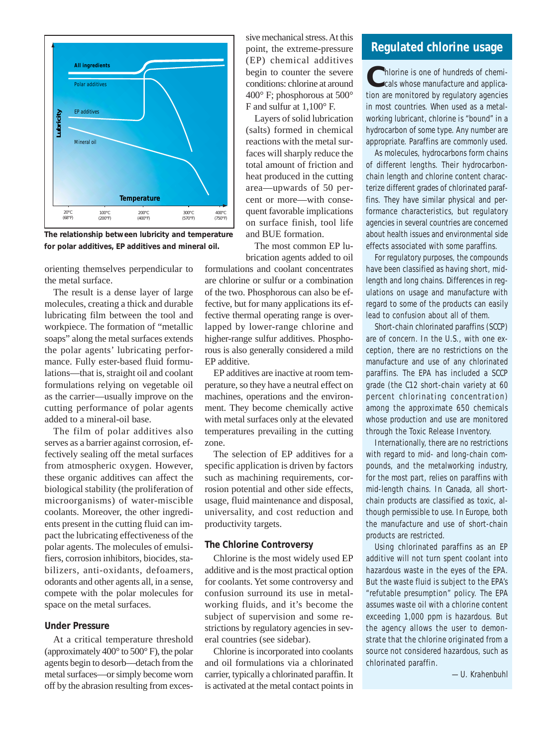All ingredients

Polar additives

EP additives

Mineral oil

Lubricity

Temperature

20°C (68°F) | 100°C (200°F) | 200°C (400°F) | 300°C (570°F) | 400°C (750°F)

**The relationship between lubricity and temperature for polar additives, EP additives and mineral oil.**

orienting themselves perpendicular to the metal surface.

The result is a dense layer of large molecules, creating a thick and durable lubricating film between the tool and workpiece. The formation of "metallic soaps" along the metal surfaces extends the polar agents' lubricating performance. Fully ester-based fluid formulations—that is, straight oil and coolant formulations relying on vegetable oil as the carrier—usually improve on the cutting performance of polar agents added to a mineral-oil base.

The film of polar additives also serves as a barrier against corrosion, effectively sealing off the metal surfaces from atmospheric oxygen. However, these organic additives can affect the biological stability (the proliferation of microorganisms) of water-miscible coolants. Moreover, the other ingredients present in the cutting fluid can impact the lubricating effectiveness of the polar agents. The molecules of emulsifiers, corrosion inhibitors, biocides, stabilizers, anti-oxidants, defoamers, odorants and other agents all, in a sense, compete with the polar molecules for space on the metal surfaces.

### Under Pressure

At a critical temperature threshold (approximately 400° to 500° F), the polar agents begin to desorb—detach from the metal surfaces—or simply become worn off by the abrasion resulting from excessive mechanical stress. At this point, the extreme-pressure (EP) chemical additives begin to counter the severe conditions: chlorine at around 400° F; phosphorous at 500° F and sulfur at 1,100° F.

Layers of solid lubrication (salts) formed in chemical reactions with the metal surfaces will sharply reduce the total amount of friction and heat produced in the cutting area—upwards of 50 percent or more—with consequent favorable implications on surface finish, tool life and BUE formation.

The most common EP lubrication agents added to oil formulations and coolant concentrates are chlorine or sulfur or a combination of the two. Phosphorous can also be effective, but for many applications its effective thermal operating range is overlapped by lower-range chlorine and higher-range sulfur additives. Phosphorous is also generally considered a mild EP additive.

EP additives are inactive at room temperature, so they have a neutral effect on machines, operations and the environment. They become chemically active with metal surfaces only at the elevated temperatures prevailing in the cutting zone.

The selection of EP additives for a specific application is driven by factors such as machining requirements, corrosion potential and other side effects, usage, fluid maintenance and disposal, universality, and cost reduction and productivity targets.

### The Chlorine Controversy

Chlorine is the most widely used EP additive and is the most practical option for coolants. Yet some controversy and confusion surround its use in metalworking fluids, and it's become the subject of supervision and some restrictions by regulatory agencies in several countries (see sidebar).

Chlorine is incorporated into coolants and oil formulations via a chlorinated carrier, typically a chlorinated paraffin. It is activated at the metal contact points in

## Regulated chlorine usage

Chlorine is one of hundreds of chemicals whose manufacture and application are monitored by regulatory agencies in most countries. When used as a metalworking lubricant, chlorine is "bound" in a hydrocarbon of some type. Any number are appropriate. Paraffins are commonly used.

As molecules, hydrocarbons form chains of different lengths. Their hydrocarbon-chain length and chlorine content characterize different grades of chlorinated paraffins. They have similar physical and performance characteristics, but regulatory agencies in several countries are concerned about health issues and environmental side effects associated with some paraffins.

For regulatory purposes, the compounds have been classified as having short, mid-length and long chains. Differences in regulations on usage and manufacture with regard to some of the products can easily lead to confusion about all of them.

Short-chain chlorinated paraffins (SCCP) are of concern. In the U.S., with one exception, there are no restrictions on the manufacture and use of any chlorinated paraffins. The EPA has included a SCCP grade (the C12 short-chain variety at 60 percent chlorinating concentration) among the approximate 650 chemicals whose production and use are monitored through the Toxic Release Inventory.

Internationally, there are no restrictions with regard to mid- and long-chain compounds, and the metalworking industry, for the most part, relies on paraffins with mid-length chains. In Canada, all short-chain products are classified as toxic, although permissible to use. In Europe, both the manufacture and use of short-chain products are restricted.

Using chlorinated paraffins as an EP additive will not turn spent coolant into hazardous waste in the eyes of the EPA. But the waste fluid is subject to the EPA's "refutable presumption" policy. The EPA assumes waste oil with a chlorine content exceeding 1,000 ppm is hazardous. But the agency allows the user to demonstrate that the chlorine originated from a source not considered hazardous, such as chlorinated paraffin.

—U. Krahenbuhl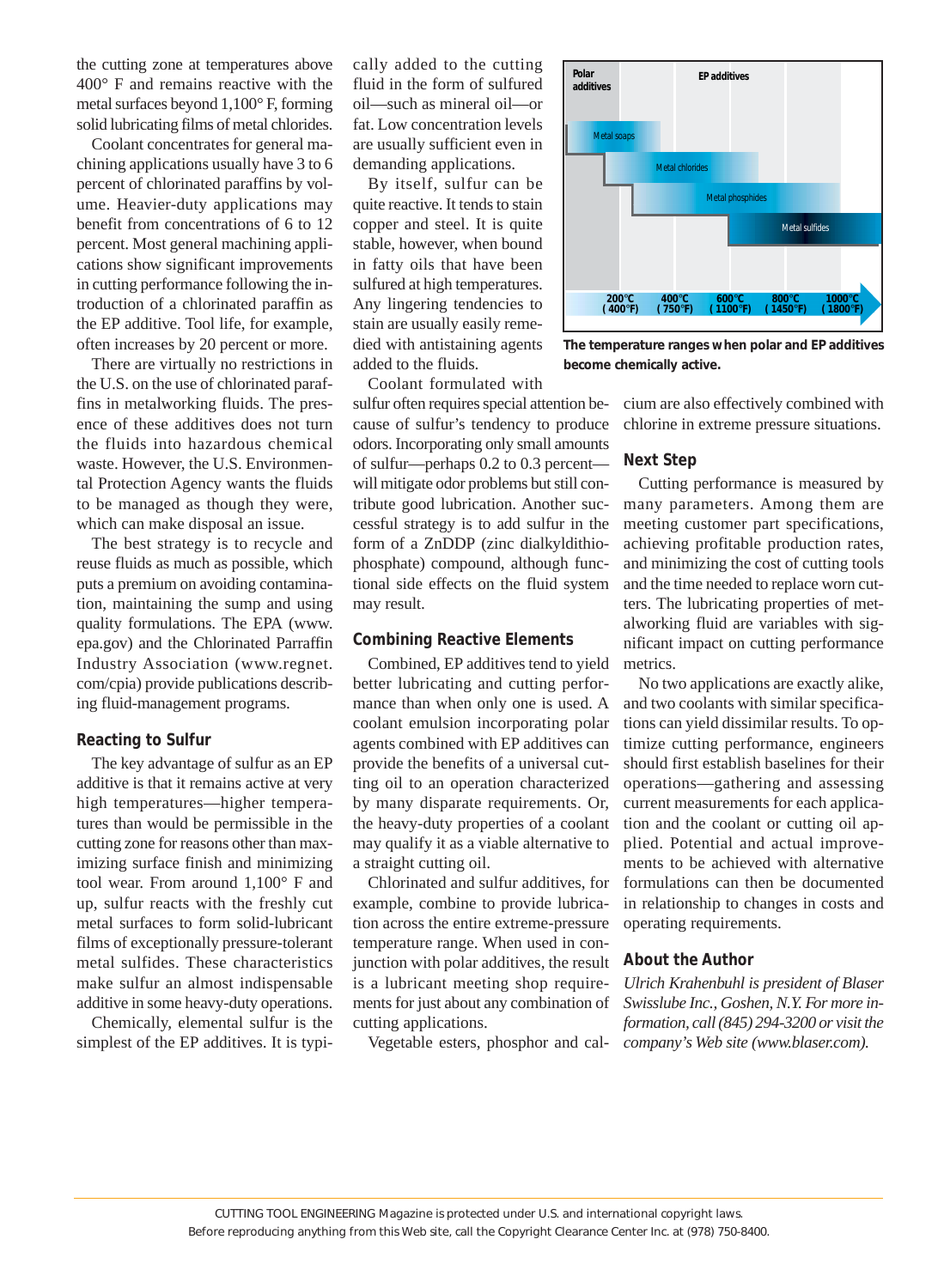the cutting zone at temperatures above 400° F and remains reactive with the metal surfaces beyond 1,100° F, forming solid lubricating films of metal chlorides.

Coolant concentrates for general machining applications usually have 3 to 6 percent of chlorinated paraffins by volume. Heavier-duty applications may benefit from concentrations of 6 to 12 percent. Most general machining applications show significant improvements in cutting performance following the introduction of a chlorinated paraffin as the EP additive. Tool life, for example, often increases by 20 percent or more.

There are virtually no restrictions in the U.S. on the use of chlorinated paraffins in metalworking fluids. The presence of these additives does not turn the fluids into hazardous chemical waste. However, the U.S. Environmental Protection Agency wants the fluids to be managed as though they were, which can make disposal an issue.

The best strategy is to recycle and reuse fluids as much as possible, which puts a premium on avoiding contamination, maintaining the sump and using quality formulations. The EPA (www.epa.gov) and the Chlorinated Parrafin Industry Association (www.regnet.com/cpia) provide publications describing fluid-management programs.

## Reacting to Sulfur

The key advantage of sulfur as an EP additive is that it remains active at very high temperatures—higher temperatures than would be permissible in the cutting zone for reasons other than maximizing surface finish and minimizing tool wear. From around 1,100° F and up, sulfur reacts with the freshly cut metal surfaces to form solid-lubricant films of exceptionally pressure-tolerant metal sulfides. These characteristics make sulfur an almost indispensable additive in some heavy-duty operations.

Chemically, elemental sulfur is the simplest of the EP additives. It is typically added to the cutting fluid in the form of sulfured oil—such as mineral oil—or fat. Low concentration levels are usually sufficient even in demanding applications.

By itself, sulfur can be quite reactive. It tends to stain copper and steel. It is quite stable, however, when bound in fatty oils that have been sulfured at high temperatures. Any lingering tendencies to stain are usually easily remedied with antistaining agents added to the fluids.

Coolant formulated with sulfur often requires special attention because of sulfur's tendency to produce odors. Incorporating only small amounts of sulfur—perhaps 0.2 to 0.3 percent—will mitigate odor problems but still contribute good lubrication. Another successful strategy is to add sulfur in the form of a ZnDDP (zinc dialkyldithiophosphate) compound, although functional side effects on the fluid system may result.

## Combining Reactive Elements

Combined, EP additives tend to yield better lubricating and cutting performance than when only one is used. A coolant emulsion incorporating polar agents combined with EP additives can provide the benefits of a universal cutting oil to an operation characterized by many disparate requirements. Or, the heavy-duty properties of a coolant may qualify it as a viable alternative to a straight cutting oil.

Chlorinated and sulfur additives, for example, combine to provide lubrication across the entire extreme-pressure temperature range. When used in conjunction with polar additives, the result is a lubricant meeting shop requirements for just about any combination of cutting applications.

Vegetable esters, phosphor and calcium are also effectively combined with chlorine in extreme pressure situations.

Polar additives

EP additives

Metal soaps

Metal chlorides

Metal phosphides

Metal sulfides

200°C (400°F)

400°C (750°F)

600°C (1100°F)

800°C (1450°F)

1000°C (1800°F)

**The temperature ranges when polar and EP additives become chemically active.**

## Next Step

Cutting performance is measured by many parameters. Among them are meeting customer part specifications, achieving profitable production rates, and minimizing the cost of cutting tools and the time needed to replace worn cutters. The lubricating properties of metalworking fluid are variables with significant impact on cutting performance metrics.

No two applications are exactly alike, and two coolants with similar specifications can yield dissimilar results. To optimize cutting performance, engineers should first establish baselines for their operations—gathering and assessing current measurements for each application and the coolant or cutting oil applied. Potential and actual improvements to be achieved with alternative formulations can then be documented in relationship to changes in costs and operating requirements.

## About the Author

*Ulrich Krahenbuhl is president of Blaser Swisslube Inc., Goshen, N.Y. For more information, call (845) 294-3200 or visit the company's Web site (www.blaser.com).*

CUTTING TOOL ENGINEERING Magazine is protected under U.S. and international copyright laws.
Before reproducing anything from this Web site, call the Copyright Clearance Center Inc. at (978) 750-8400.